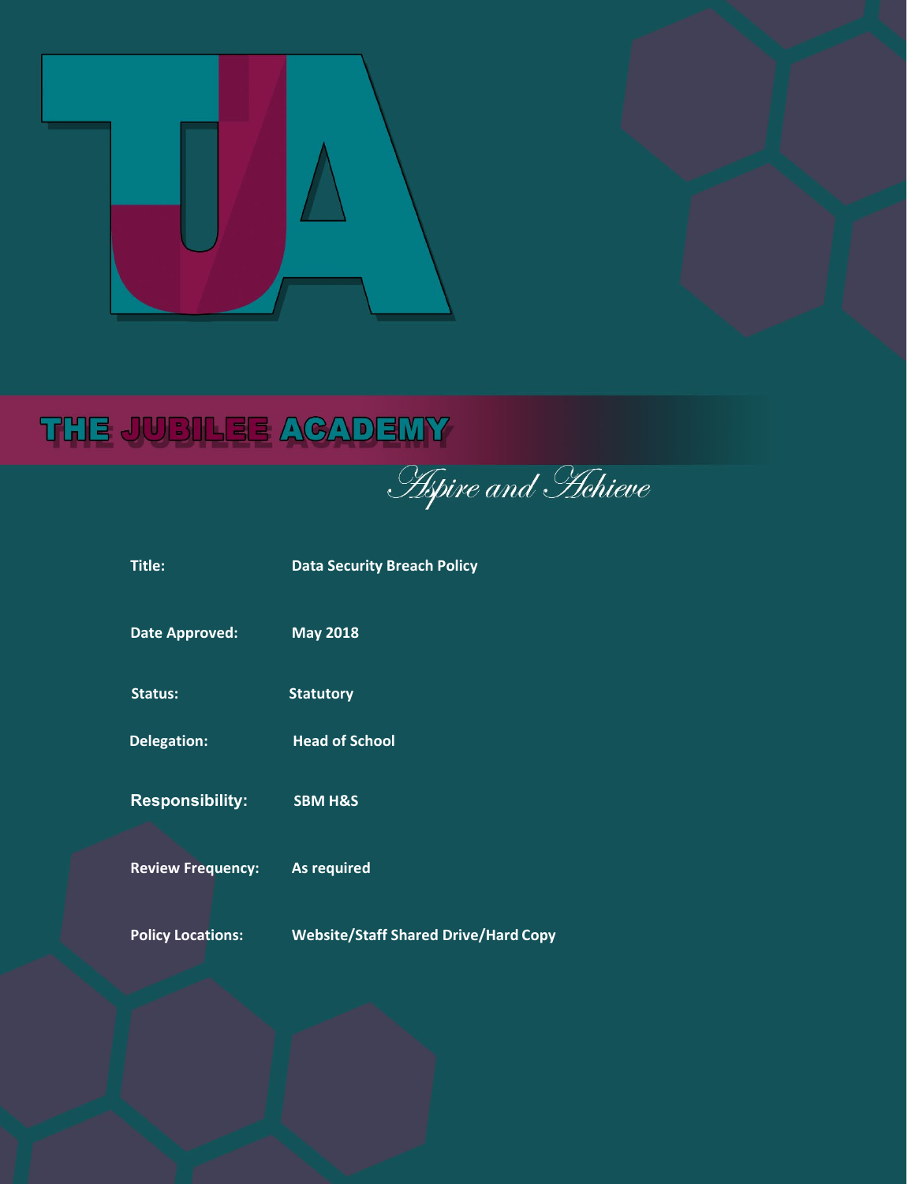# THE JUBILEE ACADEMY

*Aspire and Achieve*

| | |
|---|---|
| **Title:** | **Data Security Breach Policy** |
| **Date Approved:** | **May 2018** |
| **Status:** | **Statutory** |
| **Delegation:** | **Head of School** |
| **Responsibility:** | **SBM H&S** |
| **Review Frequency:** | **As required** |
| **Policy Locations:** | **Website/Staff Shared Drive/Hard Copy** |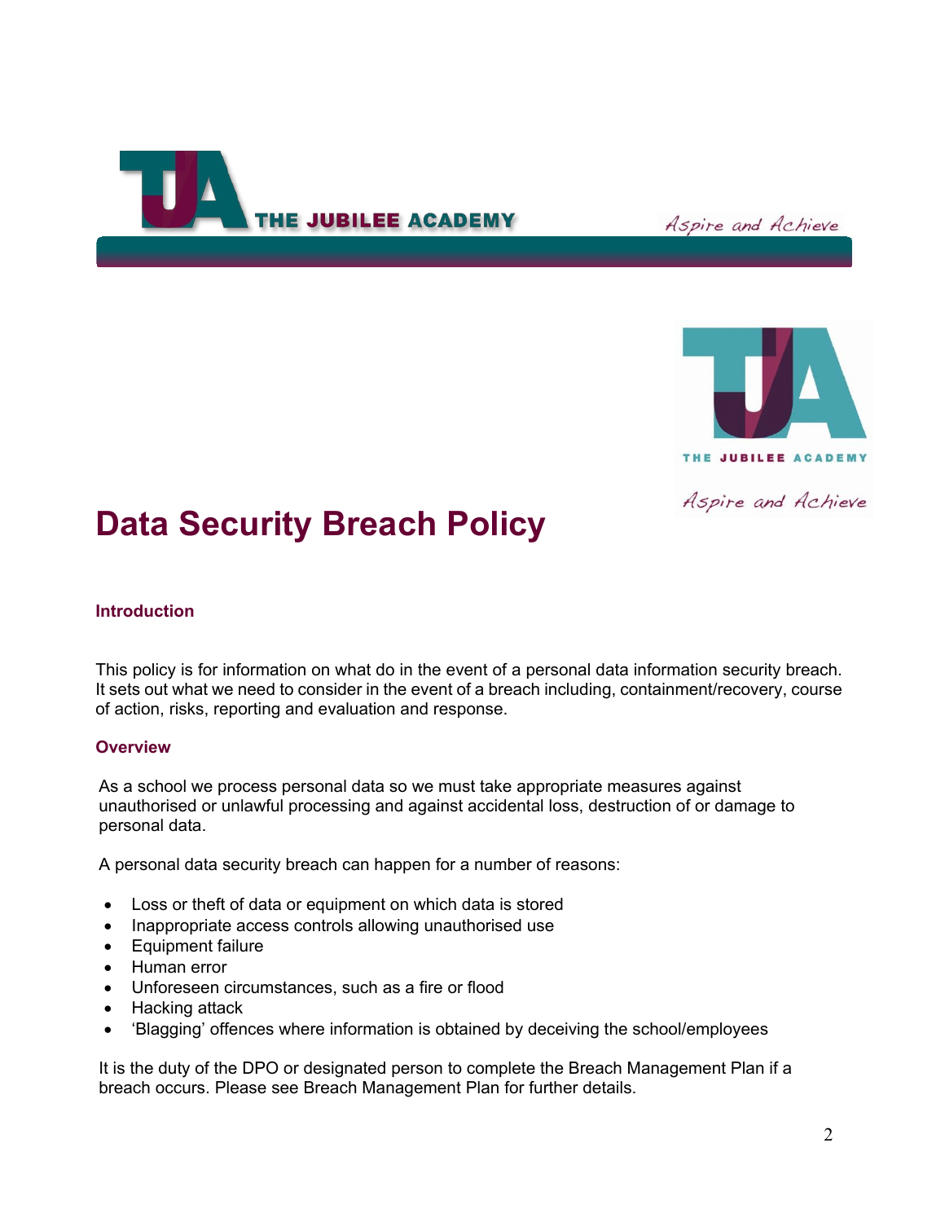# Data Security Breach Policy

## Introduction

This policy is for information on what do in the event of a personal data information security breach. It sets out what we need to consider in the event of a breach including, containment/recovery, course of action, risks, reporting and evaluation and response.

## Overview

As a school we process personal data so we must take appropriate measures against unauthorised or unlawful processing and against accidental loss, destruction of or damage to personal data.

A personal data security breach can happen for a number of reasons:

- Loss or theft of data or equipment on which data is stored
- Inappropriate access controls allowing unauthorised use
- Equipment failure
- Human error
- Unforeseen circumstances, such as a fire or flood
- Hacking attack
- 'Blagging' offences where information is obtained by deceiving the school/employees

It is the duty of the DPO or designated person to complete the Breach Management Plan if a breach occurs. Please see Breach Management Plan for further details.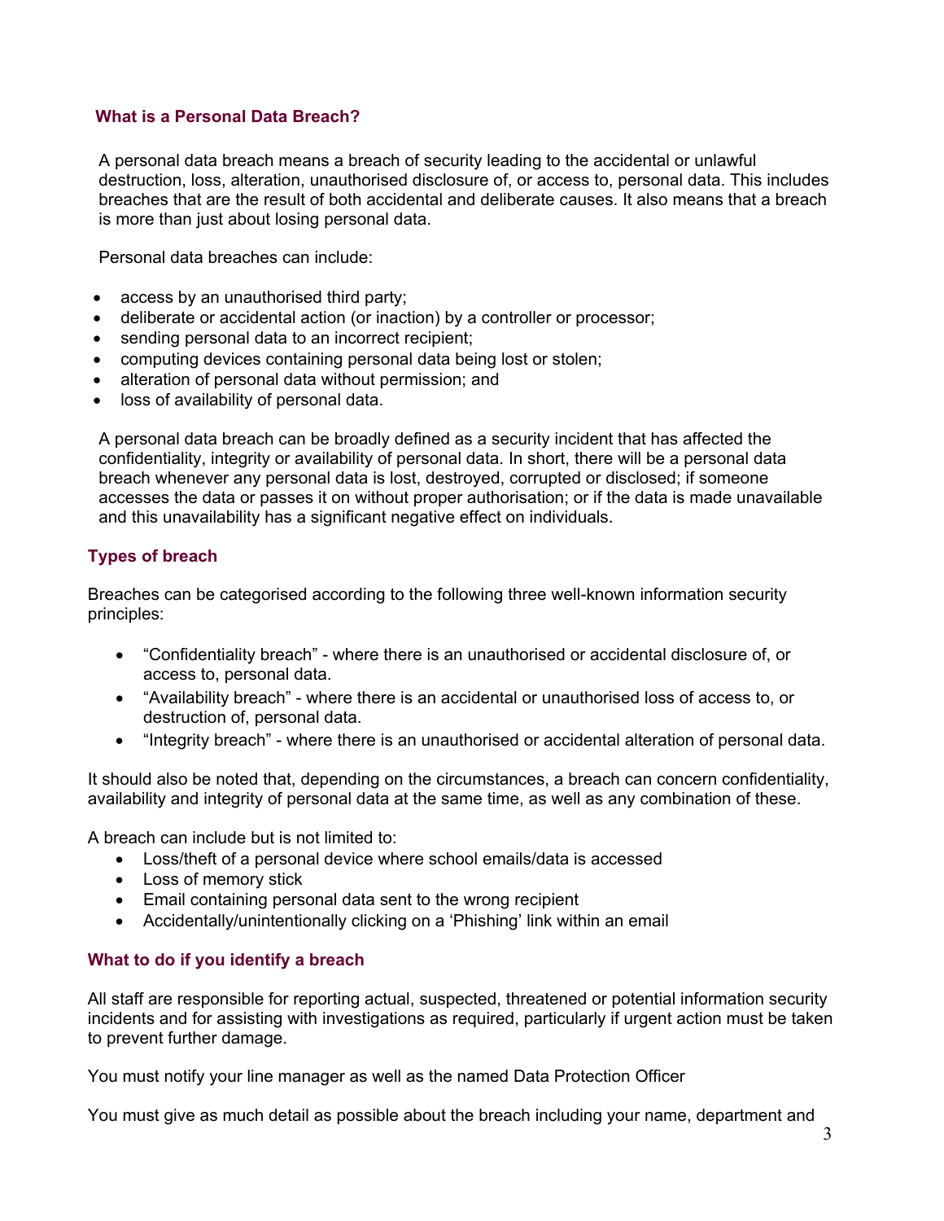## What is a Personal Data Breach?

A personal data breach means a breach of security leading to the accidental or unlawful destruction, loss, alteration, unauthorised disclosure of, or access to, personal data. This includes breaches that are the result of both accidental and deliberate causes. It also means that a breach is more than just about losing personal data.

Personal data breaches can include:

- access by an unauthorised third party;
- deliberate or accidental action (or inaction) by a controller or processor;
- sending personal data to an incorrect recipient;
- computing devices containing personal data being lost or stolen;
- alteration of personal data without permission; and
- loss of availability of personal data.

A personal data breach can be broadly defined as a security incident that has affected the confidentiality, integrity or availability of personal data. In short, there will be a personal data breach whenever any personal data is lost, destroyed, corrupted or disclosed; if someone accesses the data or passes it on without proper authorisation; or if the data is made unavailable and this unavailability has a significant negative effect on individuals.

## Types of breach

Breaches can be categorised according to the following three well-known information security principles:

- "Confidentiality breach" - where there is an unauthorised or accidental disclosure of, or access to, personal data.
- "Availability breach" - where there is an accidental or unauthorised loss of access to, or destruction of, personal data.
- "Integrity breach" - where there is an unauthorised or accidental alteration of personal data.

It should also be noted that, depending on the circumstances, a breach can concern confidentiality, availability and integrity of personal data at the same time, as well as any combination of these.

A breach can include but is not limited to:

- Loss/theft of a personal device where school emails/data is accessed
- Loss of memory stick
- Email containing personal data sent to the wrong recipient
- Accidentally/unintentionally clicking on a 'Phishing' link within an email

## What to do if you identify a breach

All staff are responsible for reporting actual, suspected, threatened or potential information security incidents and for assisting with investigations as required, particularly if urgent action must be taken to prevent further damage.

You must notify your line manager as well as the named Data Protection Officer

You must give as much detail as possible about the breach including your name, department and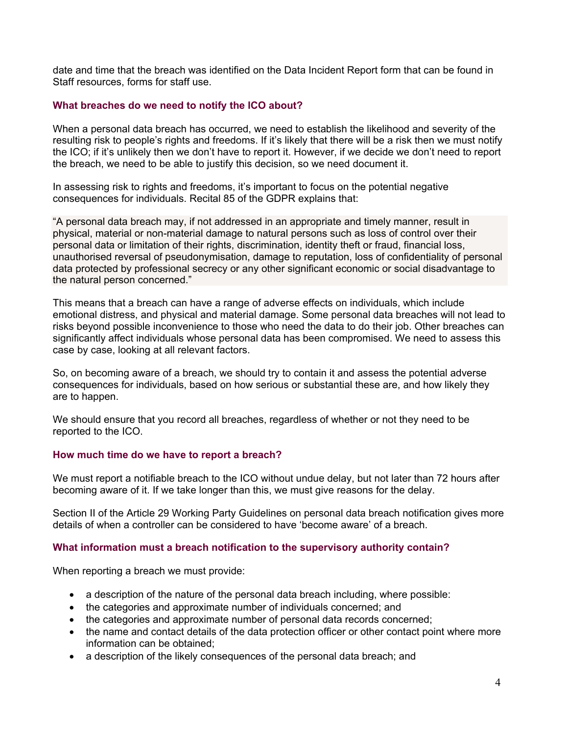date and time that the breach was identified on the Data Incident Report form that can be found in Staff resources, forms for staff use.

### What breaches do we need to notify the ICO about?

When a personal data breach has occurred, we need to establish the likelihood and severity of the resulting risk to people's rights and freedoms. If it's likely that there will be a risk then we must notify the ICO; if it's unlikely then we don't have to report it. However, if we decide we don't need to report the breach, we need to be able to justify this decision, so we need document it.

In assessing risk to rights and freedoms, it's important to focus on the potential negative consequences for individuals. Recital 85 of the GDPR explains that:

> "A personal data breach may, if not addressed in an appropriate and timely manner, result in physical, material or non-material damage to natural persons such as loss of control over their personal data or limitation of their rights, discrimination, identity theft or fraud, financial loss, unauthorised reversal of pseudonymisation, damage to reputation, loss of confidentiality of personal data protected by professional secrecy or any other significant economic or social disadvantage to the natural person concerned."

This means that a breach can have a range of adverse effects on individuals, which include emotional distress, and physical and material damage. Some personal data breaches will not lead to risks beyond possible inconvenience to those who need the data to do their job. Other breaches can significantly affect individuals whose personal data has been compromised. We need to assess this case by case, looking at all relevant factors.

So, on becoming aware of a breach, we should try to contain it and assess the potential adverse consequences for individuals, based on how serious or substantial these are, and how likely they are to happen.

We should ensure that you record all breaches, regardless of whether or not they need to be reported to the ICO.

### How much time do we have to report a breach?

We must report a notifiable breach to the ICO without undue delay, but not later than 72 hours after becoming aware of it. If we take longer than this, we must give reasons for the delay.

Section II of the Article 29 Working Party Guidelines on personal data breach notification gives more details of when a controller can be considered to have 'become aware' of a breach.

### What information must a breach notification to the supervisory authority contain?

When reporting a breach we must provide:

- a description of the nature of the personal data breach including, where possible:
- the categories and approximate number of individuals concerned; and
- the categories and approximate number of personal data records concerned;
- the name and contact details of the data protection officer or other contact point where more information can be obtained;
- a description of the likely consequences of the personal data breach; and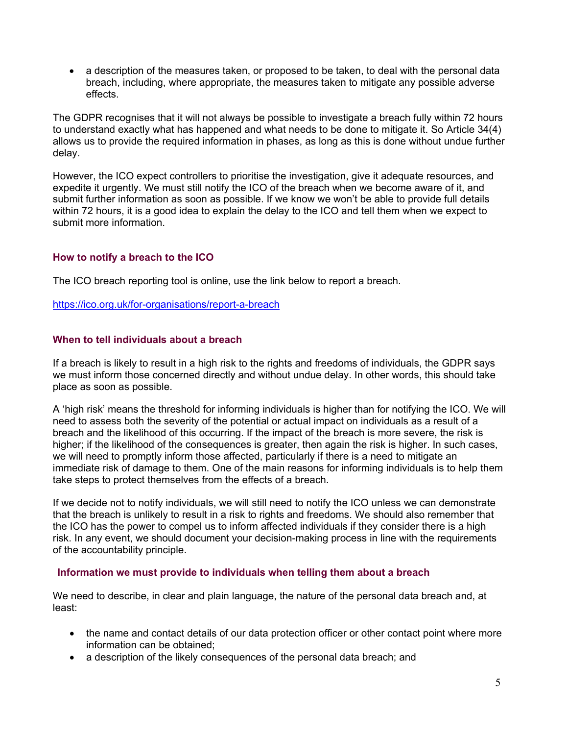- a description of the measures taken, or proposed to be taken, to deal with the personal data breach, including, where appropriate, the measures taken to mitigate any possible adverse effects.

The GDPR recognises that it will not always be possible to investigate a breach fully within 72 hours to understand exactly what has happened and what needs to be done to mitigate it. So Article 34(4) allows us to provide the required information in phases, as long as this is done without undue further delay.

However, the ICO expect controllers to prioritise the investigation, give it adequate resources, and expedite it urgently. We must still notify the ICO of the breach when we become aware of it, and submit further information as soon as possible. If we know we won't be able to provide full details within 72 hours, it is a good idea to explain the delay to the ICO and tell them when we expect to submit more information.

### How to notify a breach to the ICO

The ICO breach reporting tool is online, use the link below to report a breach.

https://ico.org.uk/for-organisations/report-a-breach

### When to tell individuals about a breach

If a breach is likely to result in a high risk to the rights and freedoms of individuals, the GDPR says we must inform those concerned directly and without undue delay. In other words, this should take place as soon as possible.

A 'high risk' means the threshold for informing individuals is higher than for notifying the ICO. We will need to assess both the severity of the potential or actual impact on individuals as a result of a breach and the likelihood of this occurring. If the impact of the breach is more severe, the risk is higher; if the likelihood of the consequences is greater, then again the risk is higher. In such cases, we will need to promptly inform those affected, particularly if there is a need to mitigate an immediate risk of damage to them. One of the main reasons for informing individuals is to help them take steps to protect themselves from the effects of a breach.

If we decide not to notify individuals, we will still need to notify the ICO unless we can demonstrate that the breach is unlikely to result in a risk to rights and freedoms. We should also remember that the ICO has the power to compel us to inform affected individuals if they consider there is a high risk. In any event, we should document your decision-making process in line with the requirements of the accountability principle.

### Information we must provide to individuals when telling them about a breach

We need to describe, in clear and plain language, the nature of the personal data breach and, at least:

- the name and contact details of our data protection officer or other contact point where more information can be obtained;
- a description of the likely consequences of the personal data breach; and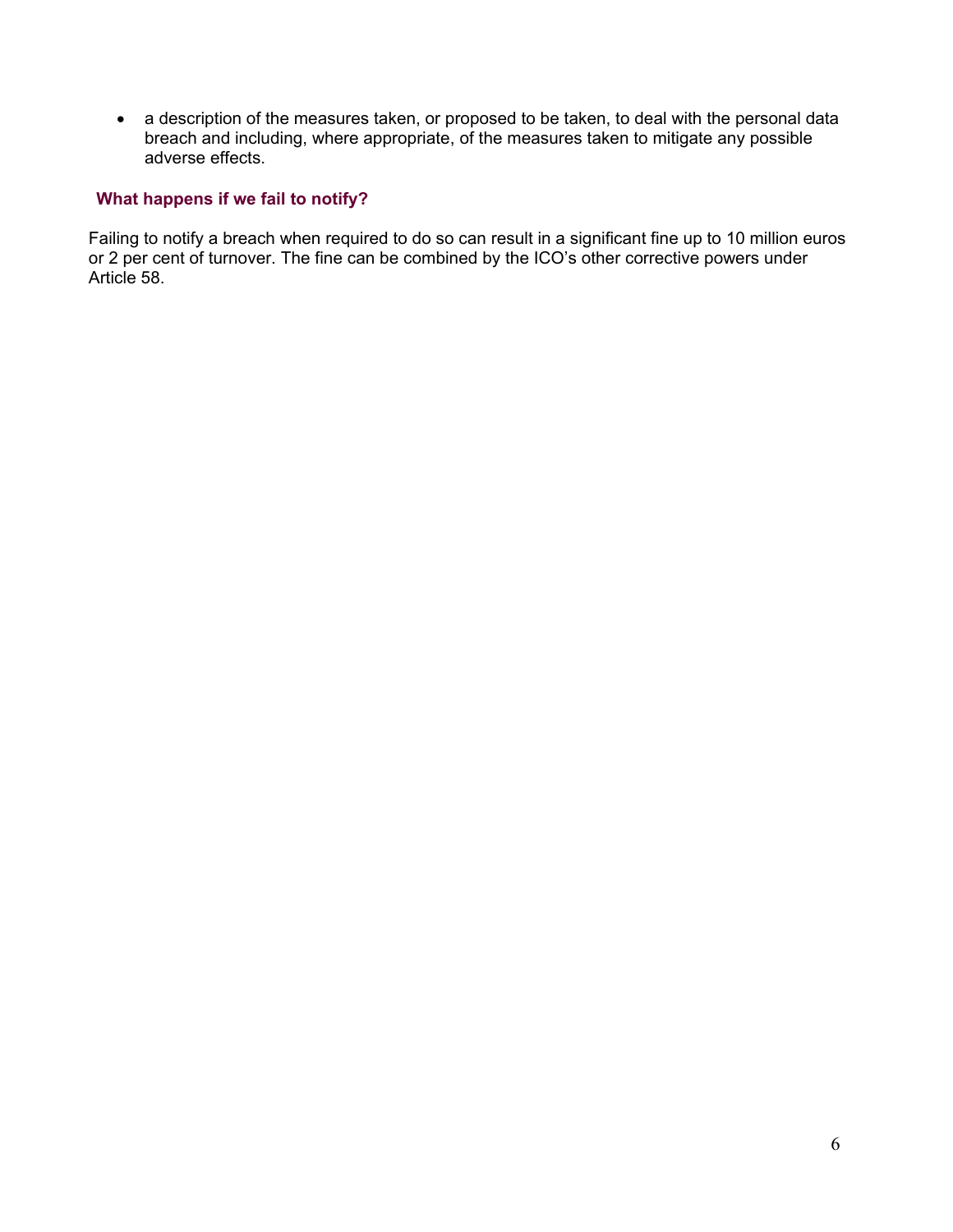- a description of the measures taken, or proposed to be taken, to deal with the personal data breach and including, where appropriate, of the measures taken to mitigate any possible adverse effects.

### What happens if we fail to notify?

Failing to notify a breach when required to do so can result in a significant fine up to 10 million euros or 2 per cent of turnover. The fine can be combined by the ICO's other corrective powers under Article 58.